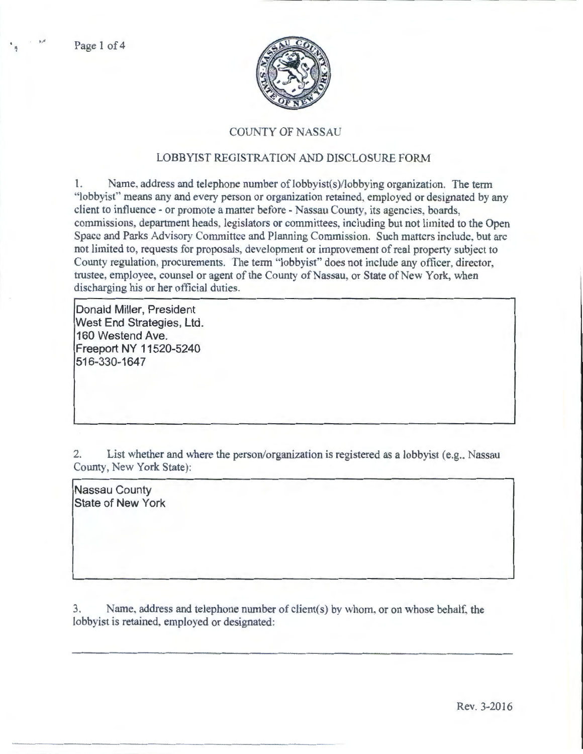# COUNTY OF NASSAU

## LOBBYIST REGISTRATION AND DISCLOSURE FORM

1. Name, address and telephone number of lobbyist(s)/lobbying organization. The term "lobbyist" means any and every person or organization retained, employed or designated by any client to influence - or promote a matter before - Nassau County, its agencies, boards, commissions, department heads, legislators or committees, including but not limited to the Open Space and Parks Advisory Committee and Planning Commission. Such matters include, but are not limited to, requests for proposals, development or improvement of real property subject to County regulation, procurements. The term "lobbyist" does not include any officer, director, trustee, employee, counsel or agent of the County of Nassau, or State of New York, when discharging his or her official duties.

Donald Miller, President
West End Strategies, Ltd.
160 Westend Ave.
Freeport NY 11520-5240
516-330-1647

2. List whether and where the person/organization is registered as a lobbyist (e.g., Nassau County, New York State):

Nassau County
State of New York

3. Name, address and telephone number of client(s) by whom, or on whose behalf, the lobbyist is retained, employed or designated:

Rev. 3-2016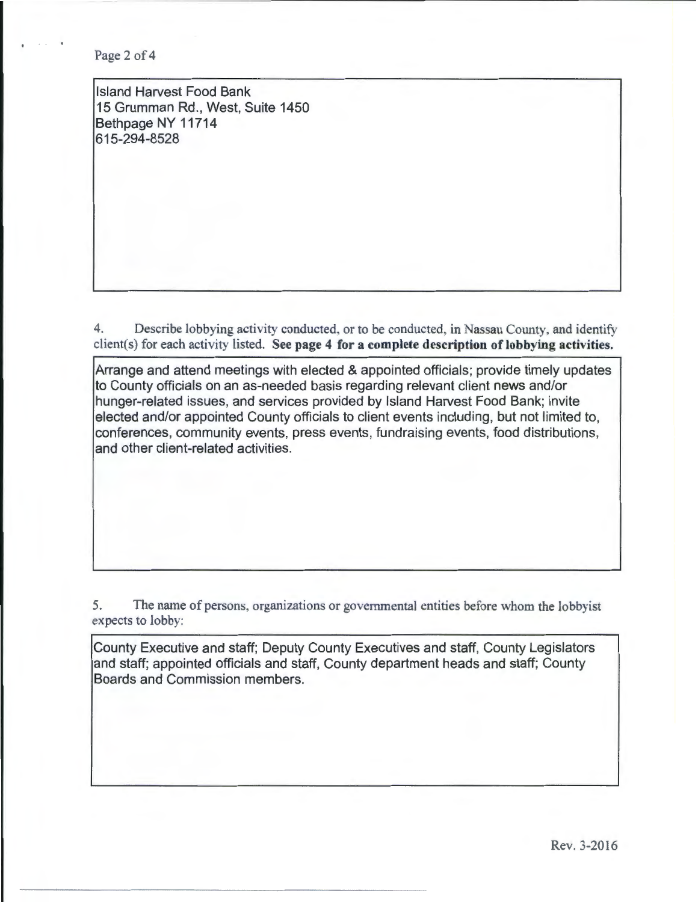Island Harvest Food Bank
15 Grumman Rd., West, Suite 1450
Bethpage NY 11714
615-294-8528

4. Describe lobbying activity conducted, or to be conducted, in Nassau County, and identify client(s) for each activity listed. **See page 4 for a complete description of lobbying activities.**

Arrange and attend meetings with elected & appointed officials; provide timely updates to County officials on an as-needed basis regarding relevant client news and/or hunger-related issues, and services provided by Island Harvest Food Bank; invite elected and/or appointed County officials to client events including, but not limited to, conferences, community events, press events, fundraising events, food distributions, and other client-related activities.

5. The name of persons, organizations or governmental entities before whom the lobbyist expects to lobby:

County Executive and staff; Deputy County Executives and staff, County Legislators and staff; appointed officials and staff, County department heads and staff; County Boards and Commission members.

Rev. 3-2016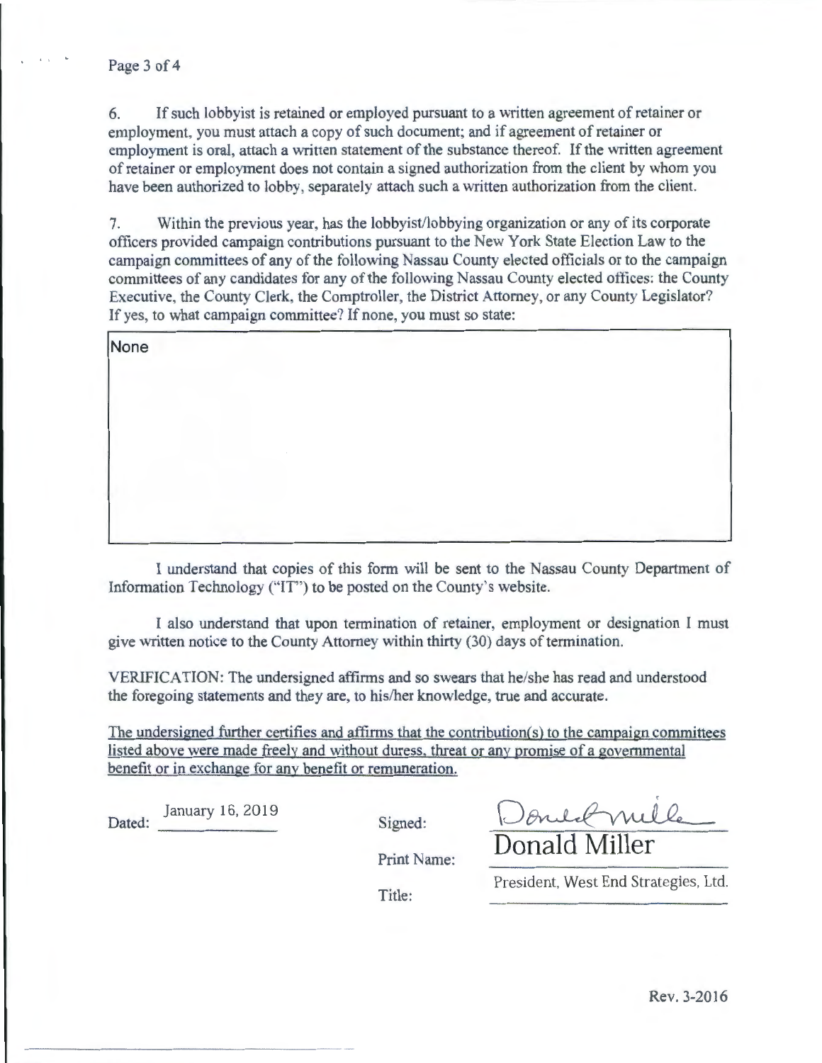6. If such lobbyist is retained or employed pursuant to a written agreement of retainer or employment, you must attach a copy of such document; and if agreement of retainer or employment is oral, attach a written statement of the substance thereof. If the written agreement of retainer or employment does not contain a signed authorization from the client by whom you have been authorized to lobby, separately attach such a written authorization from the client.

7. Within the previous year, has the lobbyist/lobbying organization or any of its corporate officers provided campaign contributions pursuant to the New York State Election Law to the campaign committees of any of the following Nassau County elected officials or to the campaign committees of any candidates for any of the following Nassau County elected offices: the County Executive, the County Clerk, the Comptroller, the District Attorney, or any County Legislator? If yes, to what campaign committee? If none, you must so state:

None

I understand that copies of this form will be sent to the Nassau County Department of Information Technology ("IT") to be posted on the County's website.

I also understand that upon termination of retainer, employment or designation I must give written notice to the County Attorney within thirty (30) days of termination.

VERIFICATION: The undersigned affirms and so swears that he/she has read and understood the foregoing statements and they are, to his/her knowledge, true and accurate.

<u>The undersigned further certifies and affirms that the contribution(s) to the campaign committees listed above were made freely and without duress, threat or any promise of a governmental benefit or in exchange for any benefit or remuneration.</u>

Dated: January 16, 2019

Signed: Donald Miller

Print Name: Donald Miller

Title: President, West End Strategies, Ltd.

Rev. 3-2016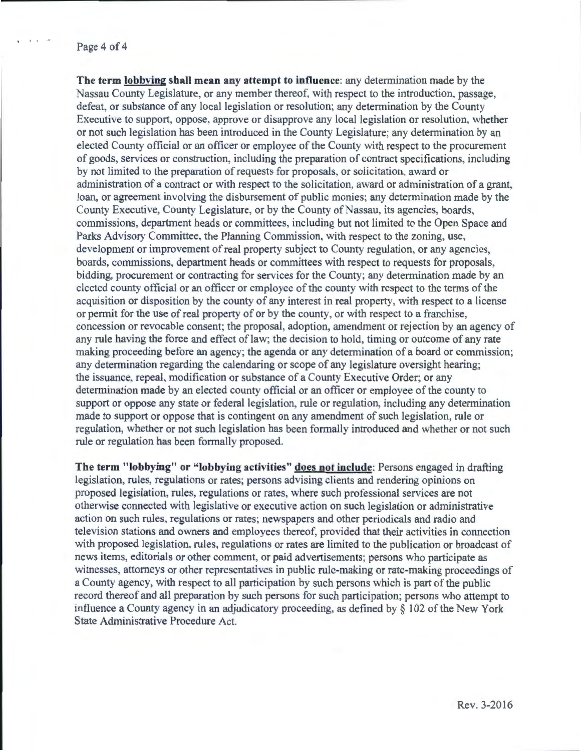**The term <u>lobbying</u> shall mean any attempt to influence**: any determination made by the Nassau County Legislature, or any member thereof, with respect to the introduction, passage, defeat, or substance of any local legislation or resolution; any determination by the County Executive to support, oppose, approve or disapprove any local legislation or resolution, whether or not such legislation has been introduced in the County Legislature; any determination by an elected County official or an officer or employee of the County with respect to the procurement of goods, services or construction, including the preparation of contract specifications, including by not limited to the preparation of requests for proposals, or solicitation, award or administration of a contract or with respect to the solicitation, award or administration of a grant, loan, or agreement involving the disbursement of public monies; any determination made by the County Executive, County Legislature, or by the County of Nassau, its agencies, boards, commissions, department heads or committees, including but not limited to the Open Space and Parks Advisory Committee, the Planning Commission, with respect to the zoning, use, development or improvement of real property subject to County regulation, or any agencies, boards, commissions, department heads or committees with respect to requests for proposals, bidding, procurement or contracting for services for the County; any determination made by an elected county official or an officer or employee of the county with respect to the terms of the acquisition or disposition by the county of any interest in real property, with respect to a license or permit for the use of real property of or by the county, or with respect to a franchise, concession or revocable consent; the proposal, adoption, amendment or rejection by an agency of any rule having the force and effect of law; the decision to hold, timing or outcome of any rate making proceeding before an agency; the agenda or any determination of a board or commission; any determination regarding the calendaring or scope of any legislature oversight hearing; the issuance, repeal, modification or substance of a County Executive Order; or any determination made by an elected county official or an officer or employee of the county to support or oppose any state or federal legislation, rule or regulation, including any determination made to support or oppose that is contingent on any amendment of such legislation, rule or regulation, whether or not such legislation has been formally introduced and whether or not such rule or regulation has been formally proposed.

**The term "lobbying" or "lobbying activities" <u>does not include</u>**: Persons engaged in drafting legislation, rules, regulations or rates; persons advising clients and rendering opinions on proposed legislation, rules, regulations or rates, where such professional services are not otherwise connected with legislative or executive action on such legislation or administrative action on such rules, regulations or rates; newspapers and other periodicals and radio and television stations and owners and employees thereof, provided that their activities in connection with proposed legislation, rules, regulations or rates are limited to the publication or broadcast of news items, editorials or other comment, or paid advertisements; persons who participate as witnesses, attorneys or other representatives in public rule-making or rate-making proceedings of a County agency, with respect to all participation by such persons which is part of the public record thereof and all preparation by such persons for such participation; persons who attempt to influence a County agency in an adjudicatory proceeding, as defined by § 102 of the New York State Administrative Procedure Act.

Rev. 3-2016